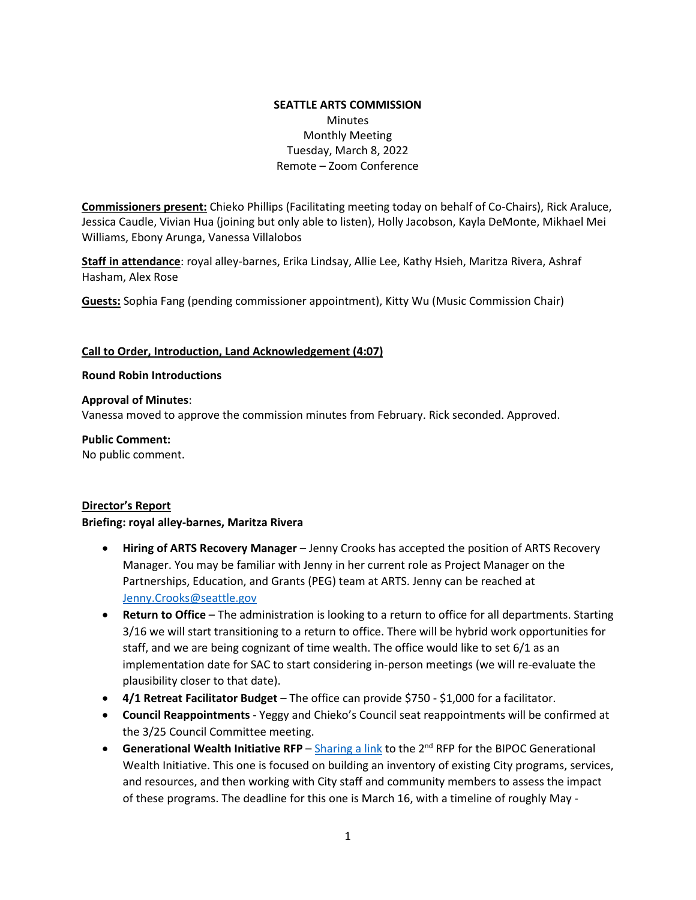**SEATTLE ARTS COMMISSION**
Minutes
Monthly Meeting
Tuesday, March 8, 2022
Remote – Zoom Conference

**Commissioners present:** Chieko Phillips (Facilitating meeting today on behalf of Co-Chairs), Rick Araluce, Jessica Caudle, Vivian Hua (joining but only able to listen), Holly Jacobson, Kayla DeMonte, Mikhael Mei Williams, Ebony Arunga, Vanessa Villalobos

**Staff in attendance**: royal alley-barnes, Erika Lindsay, Allie Lee, Kathy Hsieh, Maritza Rivera, Ashraf Hasham, Alex Rose

**Guests:** Sophia Fang (pending commissioner appointment), Kitty Wu (Music Commission Chair)

**Call to Order, Introduction, Land Acknowledgement (4:07)**

**Round Robin Introductions**

**Approval of Minutes**:
Vanessa moved to approve the commission minutes from February. Rick seconded. Approved.

**Public Comment:**
No public comment.

**Director's Report**
**Briefing: royal alley-barnes, Maritza Rivera**

- **Hiring of ARTS Recovery Manager** – Jenny Crooks has accepted the position of ARTS Recovery Manager. You may be familiar with Jenny in her current role as Project Manager on the Partnerships, Education, and Grants (PEG) team at ARTS. Jenny can be reached at Jenny.Crooks@seattle.gov
- **Return to Office** – The administration is looking to a return to office for all departments. Starting 3/16 we will start transitioning to a return to office. There will be hybrid work opportunities for staff, and we are being cognizant of time wealth. The office would like to set 6/1 as an implementation date for SAC to start considering in-person meetings (we will re-evaluate the plausibility closer to that date).
- **4/1 Retreat Facilitator Budget** – The office can provide \$750 - \$1,000 for a facilitator.
- **Council Reappointments** - Yeggy and Chieko's Council seat reappointments will be confirmed at the 3/25 Council Committee meeting.
- **Generational Wealth Initiative RFP** – Sharing a link to the 2nd RFP for the BIPOC Generational Wealth Initiative. This one is focused on building an inventory of existing City programs, services, and resources, and then working with City staff and community members to assess the impact of these programs. The deadline for this one is March 16, with a timeline of roughly May -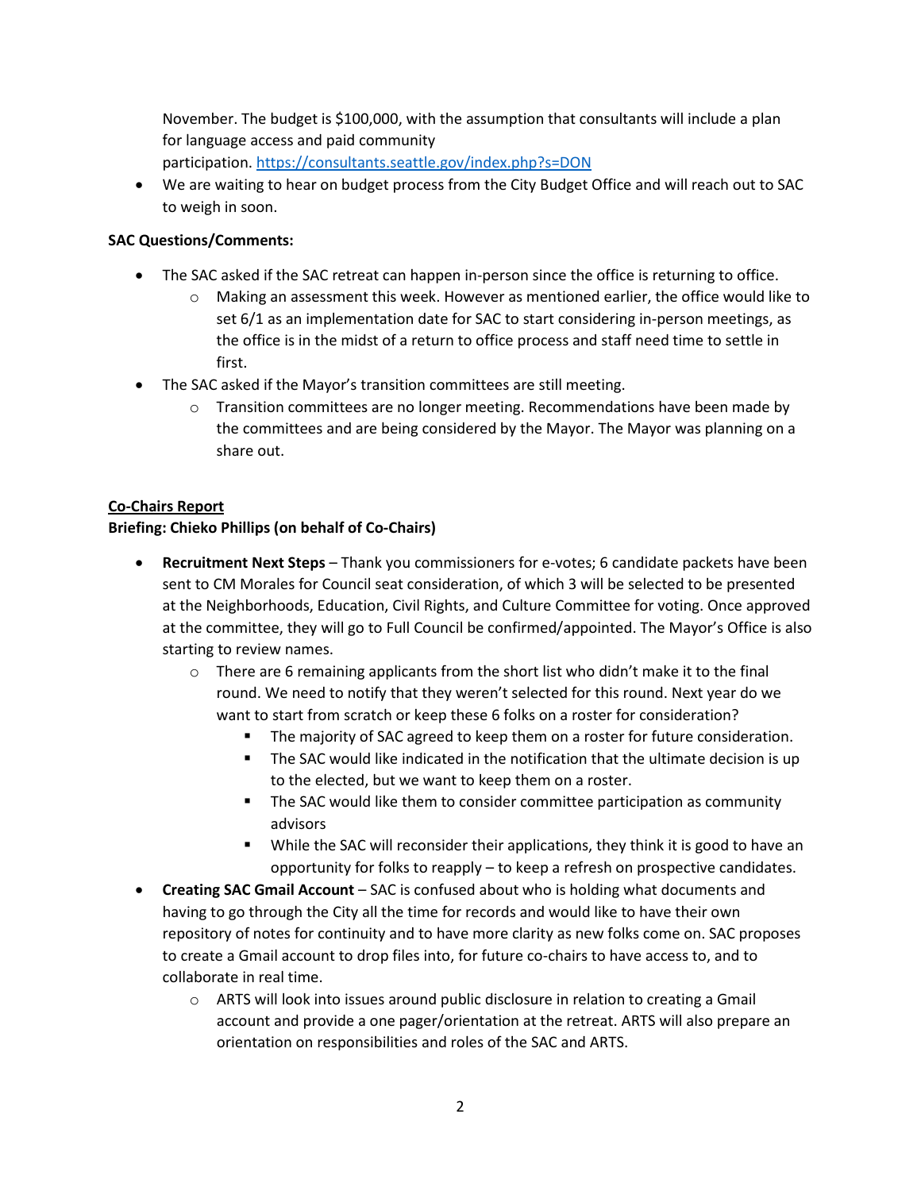November. The budget is $100,000, with the assumption that consultants will include a plan for language access and paid community participation. https://consultants.seattle.gov/index.php?s=DON

- We are waiting to hear on budget process from the City Budget Office and will reach out to SAC to weigh in soon.

**SAC Questions/Comments:**

- The SAC asked if the SAC retreat can happen in-person since the office is returning to office.
    - Making an assessment this week. However as mentioned earlier, the office would like to set 6/1 as an implementation date for SAC to start considering in-person meetings, as the office is in the midst of a return to office process and staff need time to settle in first.
- The SAC asked if the Mayor's transition committees are still meeting.
    - Transition committees are no longer meeting. Recommendations have been made by the committees and are being considered by the Mayor. The Mayor was planning on a share out.

**<u>Co-Chairs Report</u>**

**Briefing: Chieko Phillips (on behalf of Co-Chairs)**

- **Recruitment Next Steps** – Thank you commissioners for e-votes; 6 candidate packets have been sent to CM Morales for Council seat consideration, of which 3 will be selected to be presented at the Neighborhoods, Education, Civil Rights, and Culture Committee for voting. Once approved at the committee, they will go to Full Council be confirmed/appointed. The Mayor's Office is also starting to review names.
    - There are 6 remaining applicants from the short list who didn't make it to the final round. We need to notify that they weren't selected for this round. Next year do we want to start from scratch or keep these 6 folks on a roster for consideration?
        - The majority of SAC agreed to keep them on a roster for future consideration.
        - The SAC would like indicated in the notification that the ultimate decision is up to the elected, but we want to keep them on a roster.
        - The SAC would like them to consider committee participation as community advisors
        - While the SAC will reconsider their applications, they think it is good to have an opportunity for folks to reapply – to keep a refresh on prospective candidates.
- **Creating SAC Gmail Account** – SAC is confused about who is holding what documents and having to go through the City all the time for records and would like to have their own repository of notes for continuity and to have more clarity as new folks come on. SAC proposes to create a Gmail account to drop files into, for future co-chairs to have access to, and to collaborate in real time.
    - ARTS will look into issues around public disclosure in relation to creating a Gmail account and provide a one pager/orientation at the retreat. ARTS will also prepare an orientation on responsibilities and roles of the SAC and ARTS.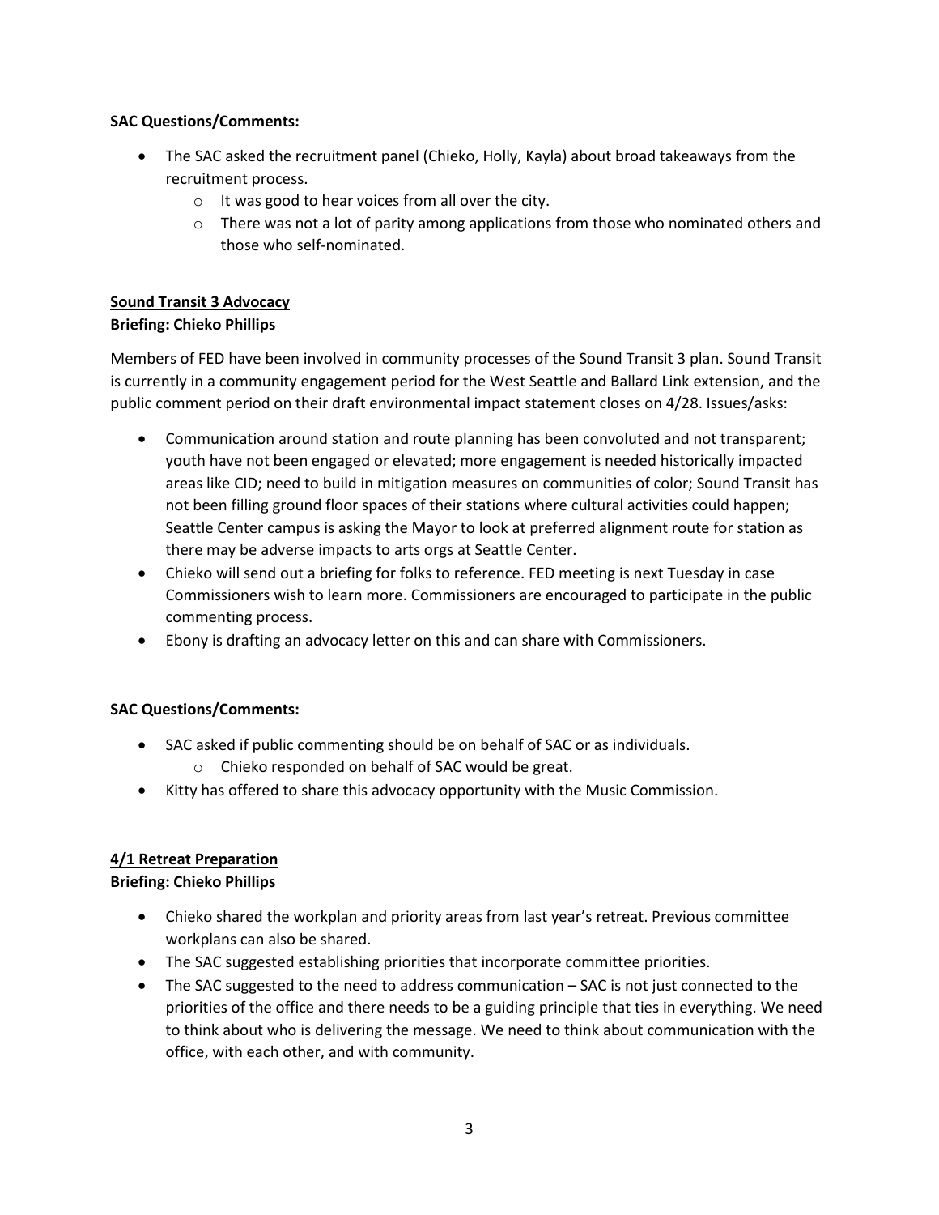**SAC Questions/Comments:**

- The SAC asked the recruitment panel (Chieko, Holly, Kayla) about broad takeaways from the recruitment process.
    - It was good to hear voices from all over the city.
    - There was not a lot of parity among applications from those who nominated others and those who self-nominated.

**Sound Transit 3 Advocacy**
**Briefing: Chieko Phillips**

Members of FED have been involved in community processes of the Sound Transit 3 plan. Sound Transit is currently in a community engagement period for the West Seattle and Ballard Link extension, and the public comment period on their draft environmental impact statement closes on 4/28. Issues/asks:

- Communication around station and route planning has been convoluted and not transparent; youth have not been engaged or elevated; more engagement is needed historically impacted areas like CID; need to build in mitigation measures on communities of color; Sound Transit has not been filling ground floor spaces of their stations where cultural activities could happen; Seattle Center campus is asking the Mayor to look at preferred alignment route for station as there may be adverse impacts to arts orgs at Seattle Center.
- Chieko will send out a briefing for folks to reference. FED meeting is next Tuesday in case Commissioners wish to learn more. Commissioners are encouraged to participate in the public commenting process.
- Ebony is drafting an advocacy letter on this and can share with Commissioners.

**SAC Questions/Comments:**

- SAC asked if public commenting should be on behalf of SAC or as individuals.
    - Chieko responded on behalf of SAC would be great.
- Kitty has offered to share this advocacy opportunity with the Music Commission.

**4/1 Retreat Preparation**
**Briefing: Chieko Phillips**

- Chieko shared the workplan and priority areas from last year's retreat. Previous committee workplans can also be shared.
- The SAC suggested establishing priorities that incorporate committee priorities.
- The SAC suggested to the need to address communication – SAC is not just connected to the priorities of the office and there needs to be a guiding principle that ties in everything. We need to think about who is delivering the message. We need to think about communication with the office, with each other, and with community.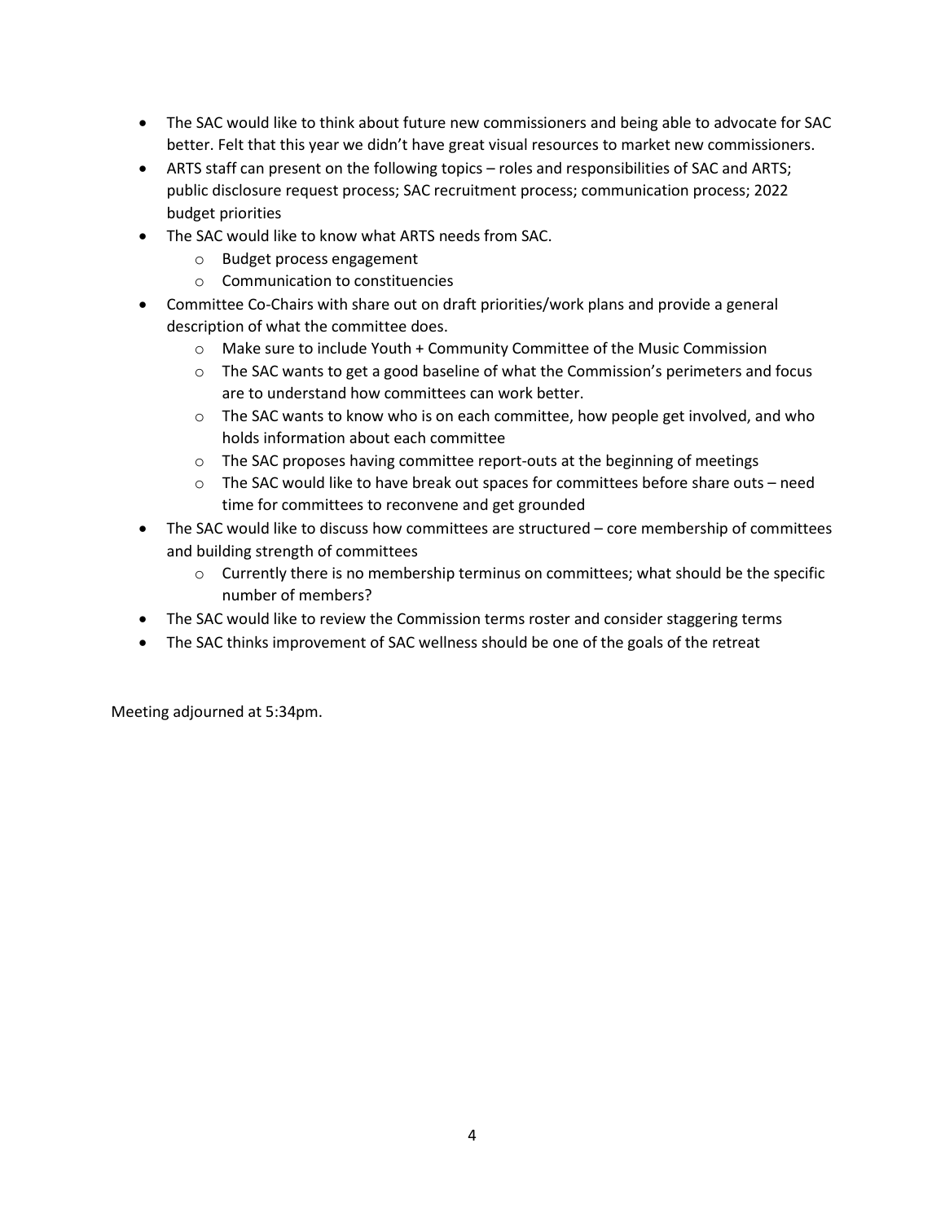- The SAC would like to think about future new commissioners and being able to advocate for SAC better. Felt that this year we didn't have great visual resources to market new commissioners.
- ARTS staff can present on the following topics – roles and responsibilities of SAC and ARTS; public disclosure request process; SAC recruitment process; communication process; 2022 budget priorities
- The SAC would like to know what ARTS needs from SAC.
  - Budget process engagement
  - Communication to constituencies
- Committee Co-Chairs with share out on draft priorities/work plans and provide a general description of what the committee does.
  - Make sure to include Youth + Community Committee of the Music Commission
  - The SAC wants to get a good baseline of what the Commission's perimeters and focus are to understand how committees can work better.
  - The SAC wants to know who is on each committee, how people get involved, and who holds information about each committee
  - The SAC proposes having committee report-outs at the beginning of meetings
  - The SAC would like to have break out spaces for committees before share outs – need time for committees to reconvene and get grounded
- The SAC would like to discuss how committees are structured – core membership of committees and building strength of committees
  - Currently there is no membership terminus on committees; what should be the specific number of members?
- The SAC would like to review the Commission terms roster and consider staggering terms
- The SAC thinks improvement of SAC wellness should be one of the goals of the retreat

Meeting adjourned at 5:34pm.